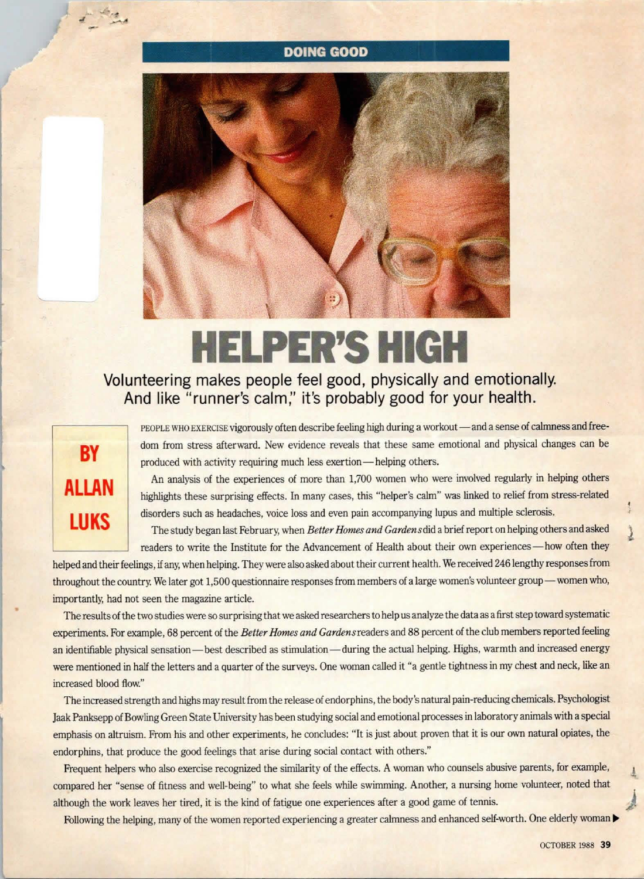DOING GOOD

# HELPER'S HIGH

## Volunteering makes people feel good, physically and emotionally. And like "runner's calm," it's probably good for your health.

**BY ALLAN LUKS**

PEOPLE WHO EXERCISE vigorously often describe feeling high during a workout—and a sense of calmness and freedom from stress afterward. New evidence reveals that these same emotional and physical changes can be produced with activity requiring much less exertion—helping others.

An analysis of the experiences of more than 1,700 women who were involved regularly in helping others highlights these surprising effects. In many cases, this "helper's calm" was linked to relief from stress-related disorders such as headaches, voice loss and even pain accompanying lupus and multiple sclerosis.

The study began last February, when *Better Homes and Gardens* did a brief report on helping others and asked readers to write the Institute for the Advancement of Health about their own experiences—how often they helped and their feelings, if any, when helping. They were also asked about their current health. We received 246 lengthy responses from throughout the country. We later got 1,500 questionnaire responses from members of a large women's volunteer group—women who, importantly, had not seen the magazine article.

The results of the two studies were so surprising that we asked researchers to help us analyze the data as a first step toward systematic experiments. For example, 68 percent of the *Better Homes and Gardens* readers and 88 percent of the club members reported feeling an identifiable physical sensation—best described as stimulation—during the actual helping. Highs, warmth and increased energy were mentioned in half the letters and a quarter of the surveys. One woman called it "a gentle tightness in my chest and neck, like an increased blood flow."

The increased strength and highs may result from the release of endorphins, the body's natural pain-reducing chemicals. Psychologist Jaak Panksepp of Bowling Green State University has been studying social and emotional processes in laboratory animals with a special emphasis on altruism. From his and other experiments, he concludes: "It is just about proven that it is our own natural opiates, the endorphins, that produce the good feelings that arise during social contact with others."

Frequent helpers who also exercise recognized the similarity of the effects. A woman who counsels abusive parents, for example, compared her "sense of fitness and well-being" to what she feels while swimming. Another, a nursing home volunteer, noted that although the work leaves her tired, it is the kind of fatigue one experiences after a good game of tennis.

Following the helping, many of the women reported experiencing a greater calmness and enhanced self-worth. One elderly woman ▶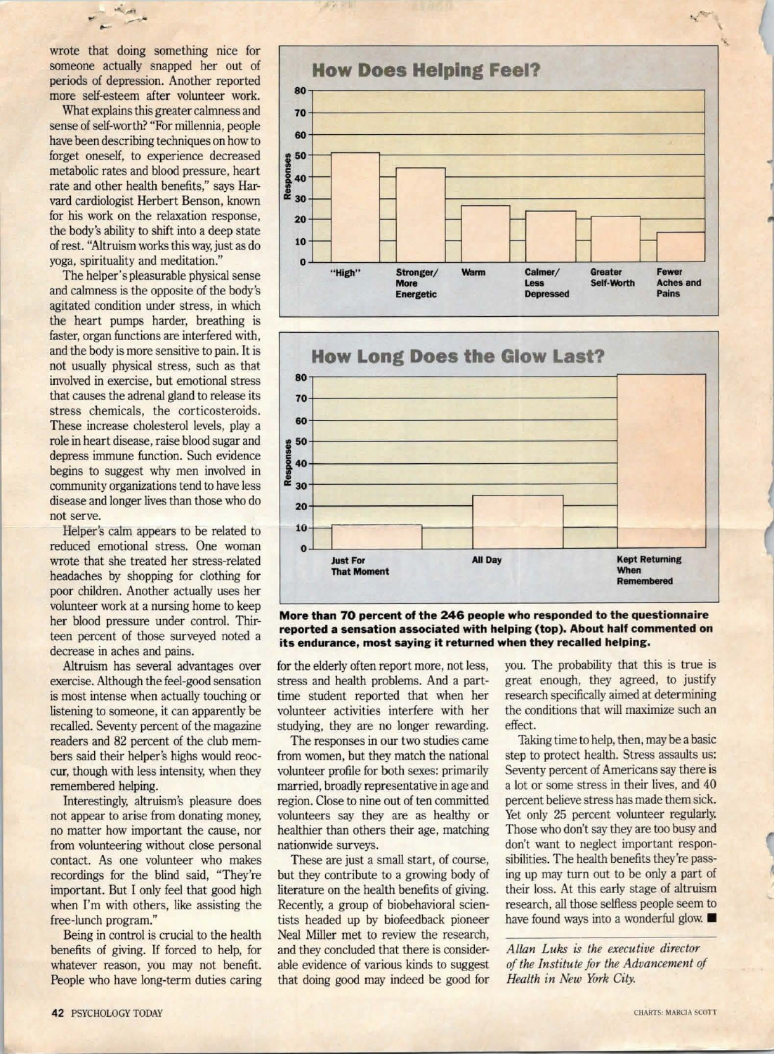wrote that doing something nice for someone actually snapped her out of periods of depression. Another reported more self-esteem after volunteer work.

What explains this greater calmness and sense of self-worth? "For millennia, people have been describing techniques on how to forget oneself, to experience decreased metabolic rates and blood pressure, heart rate and other health benefits," says Harvard cardiologist Herbert Benson, known for his work on the relaxation response, the body's ability to shift into a deep state of rest. "Altruism works this way, just as do yoga, spirituality and meditation."

The helper's pleasurable physical sense and calmness is the opposite of the body's agitated condition under stress, in which the heart pumps harder, breathing is faster, organ functions are interfered with, and the body is more sensitive to pain. It is not usually physical stress, such as that involved in exercise, but emotional stress that causes the adrenal gland to release its stress chemicals, the corticosteroids. These increase cholesterol levels, play a role in heart disease, raise blood sugar and depress immune function. Such evidence begins to suggest why men involved in community organizations tend to have less disease and longer lives than those who do not serve.

Helper's calm appears to be related to reduced emotional stress. One woman wrote that she treated her stress-related headaches by shopping for clothing for poor children. Another actually uses her volunteer work at a nursing home to keep her blood pressure under control. Thirteen percent of those surveyed noted a decrease in aches and pains.

Altruism has several advantages over exercise. Although the feel-good sensation is most intense when actually touching or listening to someone, it can apparently be recalled. Seventy percent of the magazine readers and 82 percent of the club members said their helper's highs would reoccur, though with less intensity, when they remembered helping.

Interestingly, altruism's pleasure does not appear to arise from donating money, no matter how important the cause, nor from volunteering without close personal contact. As one volunteer who makes recordings for the blind said, "They're important. But I only feel that good high when I'm with others, like assisting the free-lunch program."

Being in control is crucial to the health benefits of giving. If forced to help, for whatever reason, you may not benefit. People who have long-term duties caring for the elderly often report more, not less, stress and health problems. And a part-time student reported that when her volunteer activities interfere with her studying, they are no longer rewarding.

The responses in our two studies came from women, but they match the national volunteer profile for both sexes: primarily married, broadly representative in age and region. Close to nine out of ten committed volunteers say they are as healthy or healthier than others their age, matching nationwide surveys.

These are just a small start, of course, but they contribute to a growing body of literature on the health benefits of giving. Recently, a group of biobehavioral scientists headed up by biofeedback pioneer Neal Miller met to review the research, and they concluded that there is considerable evidence of various kinds to suggest that doing good may indeed be good for you. The probability that this is true is great enough, they agreed, to justify research specifically aimed at determining the conditions that will maximize such an effect.

Taking time to help, then, may be a basic step to protect health. Stress assaults us: Seventy percent of Americans say there is a lot or some stress in their lives, and 40 percent believe stress has made them sick. Yet only 25 percent volunteer regularly. Those who don't say they are too busy and don't want to neglect important responsibilities. The health benefits they're passing up may turn out to be only a part of their loss. At this early stage of altruism research, all those selfless people seem to have found ways into a wonderful glow. ■

**How Does Helping Feel?**

Responses

80
70
60
50
40
30
20
10
0

"High"
Stronger/ More Energetic
Warm
Calmer/ Less Depressed
Greater Self-Worth
Fewer Aches and Pains

**How Long Does the Glow Last?**

Responses

80
70
60
50
40
30
20
10
0

Just For That Moment
All Day
Kept Returning When Remembered

**More than 70 percent of the 246 people who responded to the questionnaire reported a sensation associated with helping (top). About half commented on its endurance, most saying it returned when they recalled helping.**

*Allan Luks is the executive director of the Institute for the Advancement of Health in New York City.*

CHARTS: MARCIA SCOTT